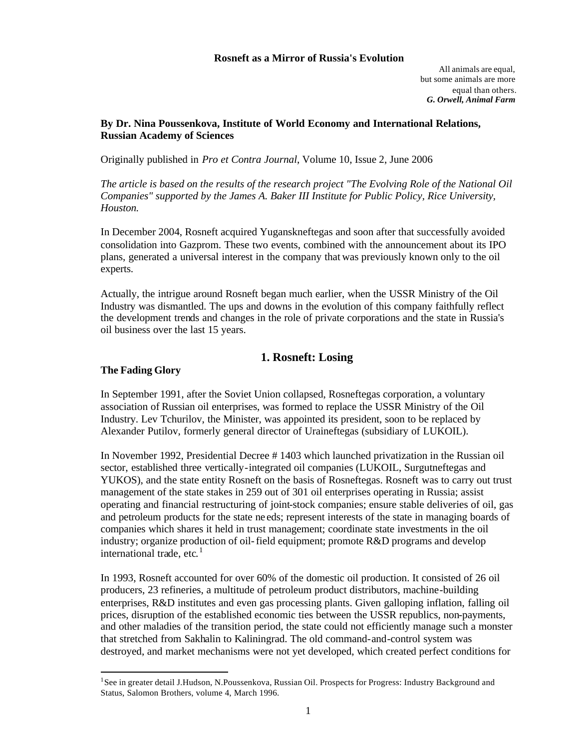# Rosneft as a Mirror of Russia's Evolution

> All animals are equal,
> but some animals are more
> equal than others.
> ***G. Orwell, Animal Farm***

**By Dr. Nina Poussenkova, Institute of World Economy and International Relations, Russian Academy of Sciences**

Originally published in *Pro et Contra Journal*, Volume 10, Issue 2, June 2006

*The article is based on the results of the research project "The Evolving Role of the National Oil Companies" supported by the James A. Baker III Institute for Public Policy, Rice University, Houston.*

In December 2004, Rosneft acquired Yuganskneftegas and soon after that successfully avoided consolidation into Gazprom. These two events, combined with the announcement about its IPO plans, generated a universal interest in the company that was previously known only to the oil experts.

Actually, the intrigue around Rosneft began much earlier, when the USSR Ministry of the Oil Industry was dismantled. The ups and downs in the evolution of this company faithfully reflect the development trends and changes in the role of private corporations and the state in Russia's oil business over the last 15 years.

## 1. Rosneft: Losing

### The Fading Glory

In September 1991, after the Soviet Union collapsed, Rosneftegas corporation, a voluntary association of Russian oil enterprises, was formed to replace the USSR Ministry of the Oil Industry. Lev Tchurilov, the Minister, was appointed its president, soon to be replaced by Alexander Putilov, formerly general director of Uraineftegas (subsidiary of LUKOIL).

In November 1992, Presidential Decree # 1403 which launched privatization in the Russian oil sector, established three vertically-integrated oil companies (LUKOIL, Surgutneftegas and YUKOS), and the state entity Rosneft on the basis of Rosneftegas. Rosneft was to carry out trust management of the state stakes in 259 out of 301 oil enterprises operating in Russia; assist operating and financial restructuring of joint-stock companies; ensure stable deliveries of oil, gas and petroleum products for the state needs; represent interests of the state in managing boards of companies which shares it held in trust management; coordinate state investments in the oil industry; organize production of oil-field equipment; promote R&D programs and develop international trade, etc.[1]

In 1993, Rosneft accounted for over 60% of the domestic oil production. It consisted of 26 oil producers, 23 refineries, a multitude of petroleum product distributors, machine-building enterprises, R&D institutes and even gas processing plants. Given galloping inflation, falling oil prices, disruption of the established economic ties between the USSR republics, non-payments, and other maladies of the transition period, the state could not efficiently manage such a monster that stretched from Sakhalin to Kaliningrad. The old command-and-control system was destroyed, and market mechanisms were not yet developed, which created perfect conditions for

---

[1] See in greater detail J.Hudson, N.Poussenkova, Russian Oil. Prospects for Progress: Industry Background and Status, Salomon Brothers, volume 4, March 1996.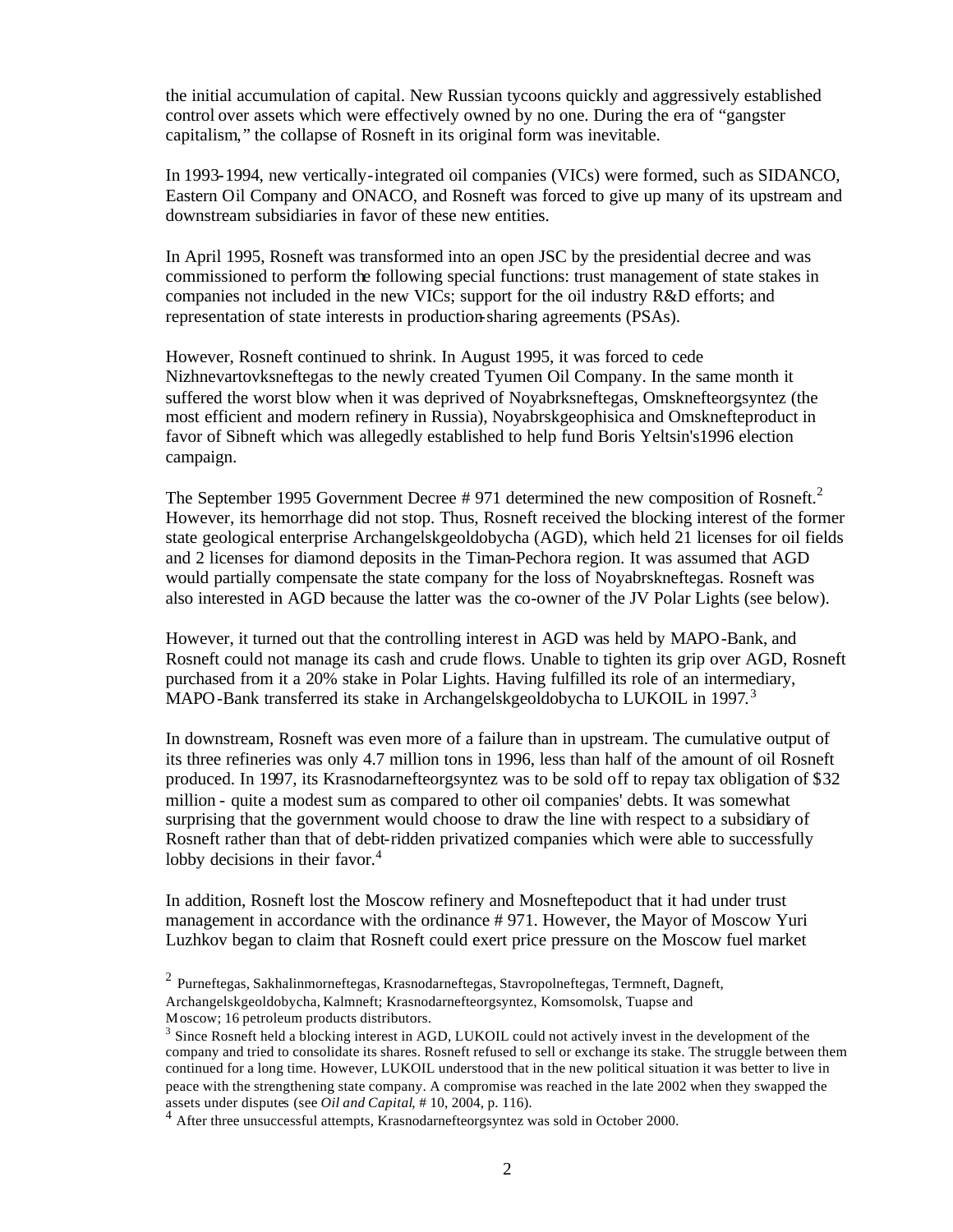the initial accumulation of capital. New Russian tycoons quickly and aggressively established control over assets which were effectively owned by no one. During the era of "gangster capitalism," the collapse of Rosneft in its original form was inevitable.

In 1993-1994, new vertically-integrated oil companies (VICs) were formed, such as SIDANCO, Eastern Oil Company and ONACO, and Rosneft was forced to give up many of its upstream and downstream subsidiaries in favor of these new entities.

In April 1995, Rosneft was transformed into an open JSC by the presidential decree and was commissioned to perform the following special functions: trust management of state stakes in companies not included in the new VICs; support for the oil industry R&D efforts; and representation of state interests in production-sharing agreements (PSAs).

However, Rosneft continued to shrink. In August 1995, it was forced to cede Nizhnevartovksneftegas to the newly created Tyumen Oil Company. In the same month it suffered the worst blow when it was deprived of Noyabrksneftegas, Omsknefteorgsyntez (the most efficient and modern refinery in Russia), Noyabrskgeophisica and Omsknefteproduct in favor of Sibneft which was allegedly established to help fund Boris Yeltsin's1996 election campaign.

The September 1995 Government Decree # 971 determined the new composition of Rosneft.[2] However, its hemorrhage did not stop. Thus, Rosneft received the blocking interest of the former state geological enterprise Archangelskgeoldobycha (AGD), which held 21 licenses for oil fields and 2 licenses for diamond deposits in the Timan-Pechora region. It was assumed that AGD would partially compensate the state company for the loss of Noyabrskneftegas. Rosneft was also interested in AGD because the latter was the co-owner of the JV Polar Lights (see below).

However, it turned out that the controlling interest in AGD was held by MAPO-Bank, and Rosneft could not manage its cash and crude flows. Unable to tighten its grip over AGD, Rosneft purchased from it a 20% stake in Polar Lights. Having fulfilled its role of an intermediary, MAPO-Bank transferred its stake in Archangelskgeoldobycha to LUKOIL in 1997.[3]

In downstream, Rosneft was even more of a failure than in upstream. The cumulative output of its three refineries was only 4.7 million tons in 1996, less than half of the amount of oil Rosneft produced. In 1997, its Krasnodarnefteorgsyntez was to be sold off to repay tax obligation of $32 million - quite a modest sum as compared to other oil companies' debts. It was somewhat surprising that the government would choose to draw the line with respect to a subsidiary of Rosneft rather than that of debt-ridden privatized companies which were able to successfully lobby decisions in their favor.[4]

In addition, Rosneft lost the Moscow refinery and Mosneftepoduct that it had under trust management in accordance with the ordinance # 971. However, the Mayor of Moscow Yuri Luzhkov began to claim that Rosneft could exert price pressure on the Moscow fuel market

---

[2] Purneftegas, Sakhalinmorneftegas, Krasnodarneftegas, Stavropolneftegas, Termneft, Dagneft, Archangelskgeoldobycha, Kalmneft; Krasnodarnefteorgsyntez, Komsomolsk, Tuapse and Moscow; 16 petroleum products distributors.

[3] Since Rosneft held a blocking interest in AGD, LUKOIL could not actively invest in the development of the company and tried to consolidate its shares. Rosneft refused to sell or exchange its stake. The struggle between them continued for a long time. However, LUKOIL understood that in the new political situation it was better to live in peace with the strengthening state company. A compromise was reached in the late 2002 when they swapped the assets under disputes (see *Oil and Capital*, # 10, 2004, p. 116).

[4] After three unsuccessful attempts, Krasnodarnefteorgsyntez was sold in October 2000.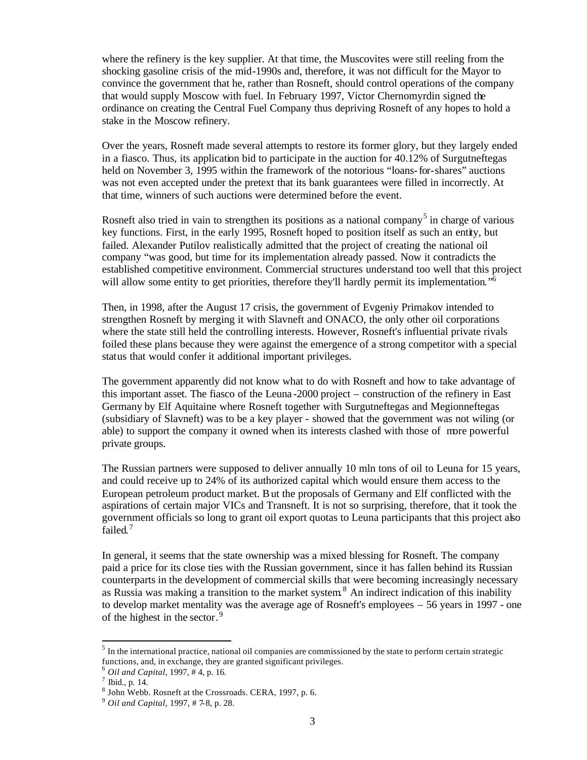where the refinery is the key supplier. At that time, the Muscovites were still reeling from the shocking gasoline crisis of the mid-1990s and, therefore, it was not difficult for the Mayor to convince the government that he, rather than Rosneft, should control operations of the company that would supply Moscow with fuel. In February 1997, Victor Chernomyrdin signed the ordinance on creating the Central Fuel Company thus depriving Rosneft of any hopes to hold a stake in the Moscow refinery.

Over the years, Rosneft made several attempts to restore its former glory, but they largely ended in a fiasco. Thus, its application bid to participate in the auction for 40.12% of Surgutneftegas held on November 3, 1995 within the framework of the notorious "loans-for-shares" auctions was not even accepted under the pretext that its bank guarantees were filled in incorrectly. At that time, winners of such auctions were determined before the event.

Rosneft also tried in vain to strengthen its positions as a national company[5] in charge of various key functions. First, in the early 1995, Rosneft hoped to position itself as such an entity, but failed. Alexander Putilov realistically admitted that the project of creating the national oil company "was good, but time for its implementation already passed. Now it contradicts the established competitive environment. Commercial structures understand too well that this project will allow some entity to get priorities, therefore they'll hardly permit its implementation."[6]

Then, in 1998, after the August 17 crisis, the government of Evgeniy Primakov intended to strengthen Rosneft by merging it with Slavneft and ONACO, the only other oil corporations where the state still held the controlling interests. However, Rosneft's influential private rivals foiled these plans because they were against the emergence of a strong competitor with a special status that would confer it additional important privileges.

The government apparently did not know what to do with Rosneft and how to take advantage of this important asset. The fiasco of the Leuna-2000 project – construction of the refinery in East Germany by Elf Aquitaine where Rosneft together with Surgutneftegas and Megionneftegas (subsidiary of Slavneft) was to be a key player - showed that the government was not wiling (or able) to support the company it owned when its interests clashed with those of more powerful private groups.

The Russian partners were supposed to deliver annually 10 mln tons of oil to Leuna for 15 years, and could receive up to 24% of its authorized capital which would ensure them access to the European petroleum product market. But the proposals of Germany and Elf conflicted with the aspirations of certain major VICs and Transneft. It is not so surprising, therefore, that it took the government officials so long to grant oil export quotas to Leuna participants that this project also failed.[7]

In general, it seems that the state ownership was a mixed blessing for Rosneft. The company paid a price for its close ties with the Russian government, since it has fallen behind its Russian counterparts in the development of commercial skills that were becoming increasingly necessary as Russia was making a transition to the market system.[8] An indirect indication of this inability to develop market mentality was the average age of Rosneft's employees – 56 years in 1997 - one of the highest in the sector.[9]

---

[5] In the international practice, national oil companies are commissioned by the state to perform certain strategic functions, and, in exchange, they are granted significant privileges.

[6] *Oil and Capital*, 1997, # 4, p. 16.

[7] Ibid., p. 14.

[8] John Webb. Rosneft at the Crossroads. CERA, 1997, p. 6.

[9] *Oil and Capital*, 1997, # 7-8, p. 28.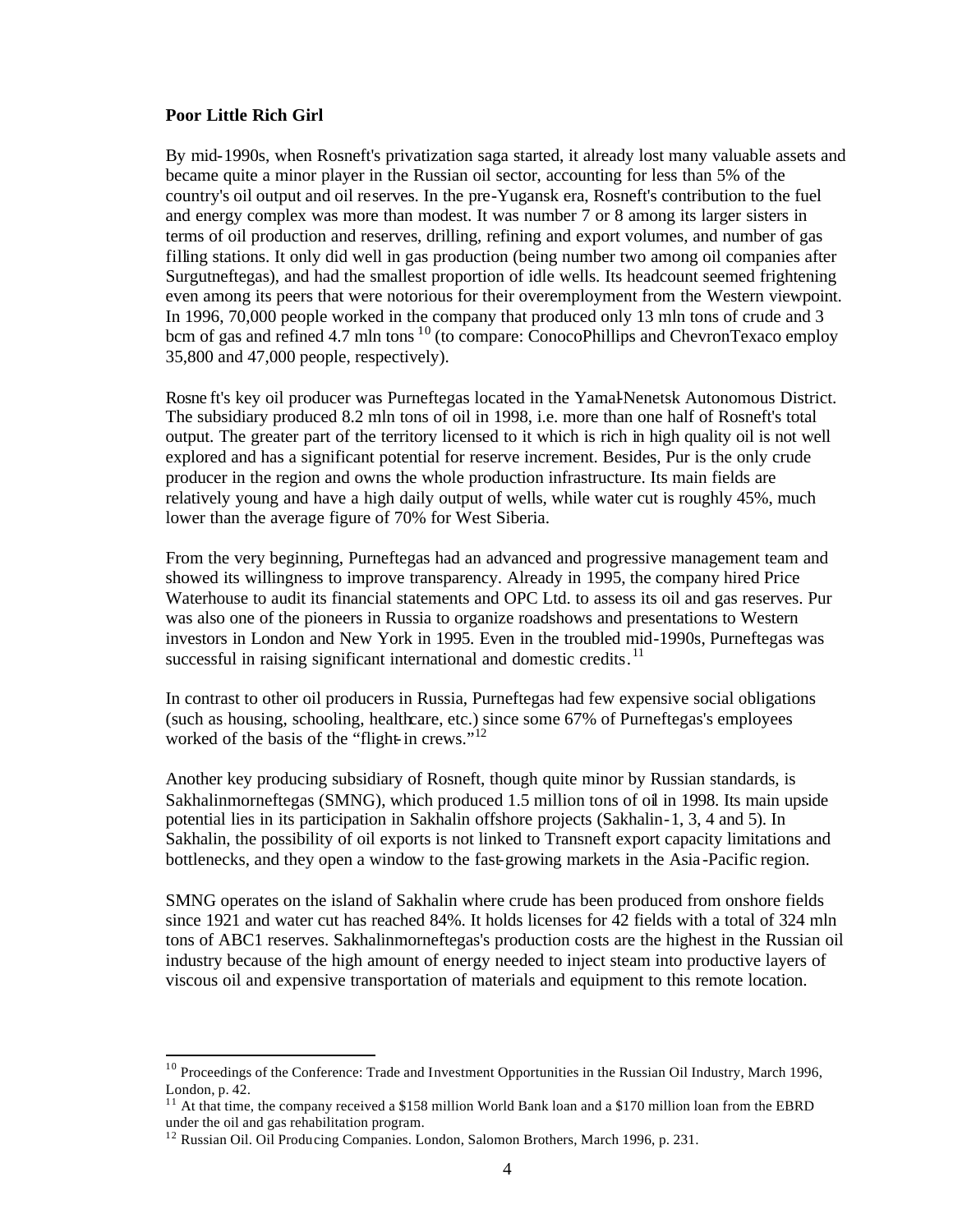**Poor Little Rich Girl**

By mid-1990s, when Rosneft's privatization saga started, it already lost many valuable assets and became quite a minor player in the Russian oil sector, accounting for less than 5% of the country's oil output and oil reserves. In the pre-Yugansk era, Rosneft's contribution to the fuel and energy complex was more than modest. It was number 7 or 8 among its larger sisters in terms of oil production and reserves, drilling, refining and export volumes, and number of gas filling stations. It only did well in gas production (being number two among oil companies after Surgutneftegas), and had the smallest proportion of idle wells. Its headcount seemed frightening even among its peers that were notorious for their overemployment from the Western viewpoint. In 1996, 70,000 people worked in the company that produced only 13 mln tons of crude and 3 bcm of gas and refined 4.7 mln tons [10] (to compare: ConocoPhillips and ChevronTexaco employ 35,800 and 47,000 people, respectively).

Rosneft's key oil producer was Purneftegas located in the Yamal-Nenetsk Autonomous District. The subsidiary produced 8.2 mln tons of oil in 1998, i.e. more than one half of Rosneft's total output. The greater part of the territory licensed to it which is rich in high quality oil is not well explored and has a significant potential for reserve increment. Besides, Pur is the only crude producer in the region and owns the whole production infrastructure. Its main fields are relatively young and have a high daily output of wells, while water cut is roughly 45%, much lower than the average figure of 70% for West Siberia.

From the very beginning, Purneftegas had an advanced and progressive management team and showed its willingness to improve transparency. Already in 1995, the company hired Price Waterhouse to audit its financial statements and OPC Ltd. to assess its oil and gas reserves. Pur was also one of the pioneers in Russia to organize roadshows and presentations to Western investors in London and New York in 1995. Even in the troubled mid-1990s, Purneftegas was successful in raising significant international and domestic credits.[11]

In contrast to other oil producers in Russia, Purneftegas had few expensive social obligations (such as housing, schooling, healthcare, etc.) since some 67% of Purneftegas's employees worked of the basis of the "flight-in crews."[12]

Another key producing subsidiary of Rosneft, though quite minor by Russian standards, is Sakhalinmorneftegas (SMNG), which produced 1.5 million tons of oil in 1998. Its main upside potential lies in its participation in Sakhalin offshore projects (Sakhalin-1, 3, 4 and 5). In Sakhalin, the possibility of oil exports is not linked to Transneft export capacity limitations and bottlenecks, and they open a window to the fast-growing markets in the Asia-Pacific region.

SMNG operates on the island of Sakhalin where crude has been produced from onshore fields since 1921 and water cut has reached 84%. It holds licenses for 42 fields with a total of 324 mln tons of ABC1 reserves. Sakhalinmorneftegas's production costs are the highest in the Russian oil industry because of the high amount of energy needed to inject steam into productive layers of viscous oil and expensive transportation of materials and equipment to this remote location.

---

[10] Proceedings of the Conference: Trade and Investment Opportunities in the Russian Oil Industry, March 1996, London, p. 42.

[11] At that time, the company received a $158 million World Bank loan and a $170 million loan from the EBRD under the oil and gas rehabilitation program.

[12] Russian Oil. Oil Producing Companies. London, Salomon Brothers, March 1996, p. 231.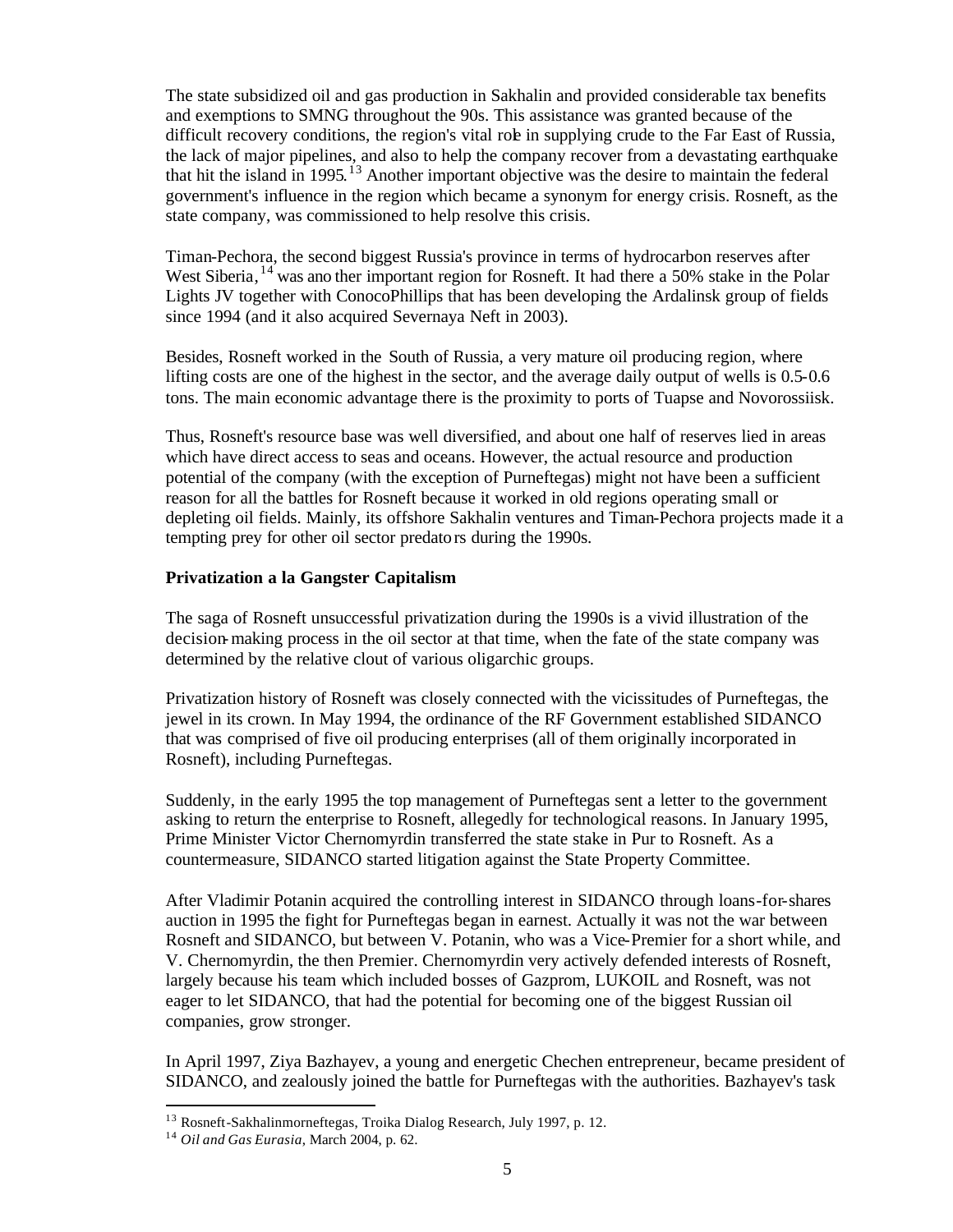The state subsidized oil and gas production in Sakhalin and provided considerable tax benefits and exemptions to SMNG throughout the 90s. This assistance was granted because of the difficult recovery conditions, the region's vital role in supplying crude to the Far East of Russia, the lack of major pipelines, and also to help the company recover from a devastating earthquake that hit the island in 1995.[13] Another important objective was the desire to maintain the federal government's influence in the region which became a synonym for energy crisis. Rosneft, as the state company, was commissioned to help resolve this crisis.

Timan-Pechora, the second biggest Russia's province in terms of hydrocarbon reserves after West Siberia,[14] was another important region for Rosneft. It had there a 50% stake in the Polar Lights JV together with ConocoPhillips that has been developing the Ardalinsk group of fields since 1994 (and it also acquired Severnaya Neft in 2003).

Besides, Rosneft worked in the South of Russia, a very mature oil producing region, where lifting costs are one of the highest in the sector, and the average daily output of wells is 0.5-0.6 tons. The main economic advantage there is the proximity to ports of Tuapse and Novorossiisk.

Thus, Rosneft's resource base was well diversified, and about one half of reserves lied in areas which have direct access to seas and oceans. However, the actual resource and production potential of the company (with the exception of Purneftegas) might not have been a sufficient reason for all the battles for Rosneft because it worked in old regions operating small or depleting oil fields. Mainly, its offshore Sakhalin ventures and Timan-Pechora projects made it a tempting prey for other oil sector predators during the 1990s.

**Privatization a la Gangster Capitalism**

The saga of Rosneft unsuccessful privatization during the 1990s is a vivid illustration of the decision-making process in the oil sector at that time, when the fate of the state company was determined by the relative clout of various oligarchic groups.

Privatization history of Rosneft was closely connected with the vicissitudes of Purneftegas, the jewel in its crown. In May 1994, the ordinance of the RF Government established SIDANCO that was comprised of five oil producing enterprises (all of them originally incorporated in Rosneft), including Purneftegas.

Suddenly, in the early 1995 the top management of Purneftegas sent a letter to the government asking to return the enterprise to Rosneft, allegedly for technological reasons. In January 1995, Prime Minister Victor Chernomyrdin transferred the state stake in Pur to Rosneft. As a countermeasure, SIDANCO started litigation against the State Property Committee.

After Vladimir Potanin acquired the controlling interest in SIDANCO through loans-for-shares auction in 1995 the fight for Purneftegas began in earnest. Actually it was not the war between Rosneft and SIDANCO, but between V. Potanin, who was a Vice-Premier for a short while, and V. Chernomyrdin, the then Premier. Chernomyrdin very actively defended interests of Rosneft, largely because his team which included bosses of Gazprom, LUKOIL and Rosneft, was not eager to let SIDANCO, that had the potential for becoming one of the biggest Russian oil companies, grow stronger.

In April 1997, Ziya Bazhayev, a young and energetic Chechen entrepreneur, became president of SIDANCO, and zealously joined the battle for Purneftegas with the authorities. Bazhayev's task

---

[13] Rosneft-Sakhalinmorneftegas, Troika Dialog Research, July 1997, p. 12.

[14] *Oil and Gas Eurasia*, March 2004, p. 62.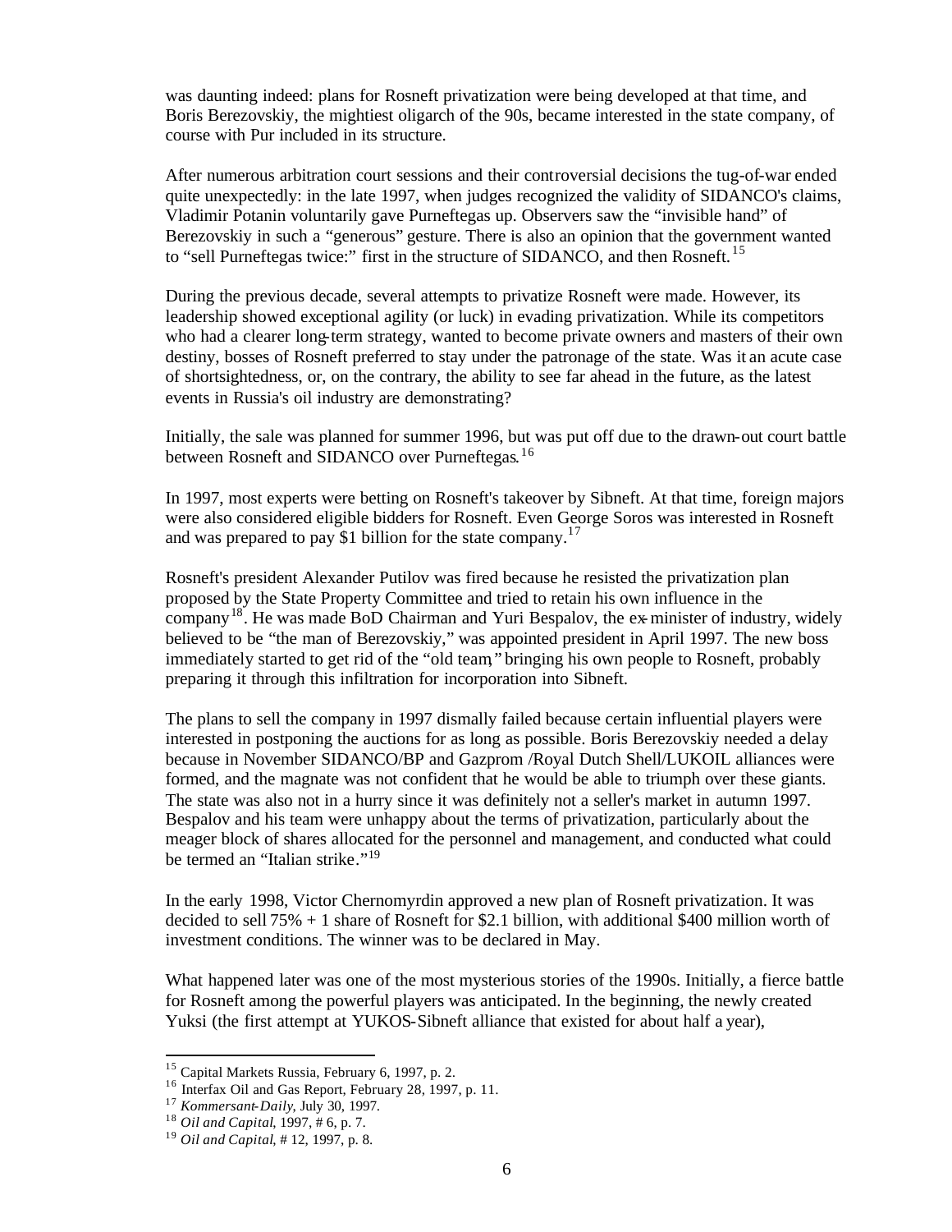was daunting indeed: plans for Rosneft privatization were being developed at that time, and Boris Berezovskiy, the mightiest oligarch of the 90s, became interested in the state company, of course with Pur included in its structure.

After numerous arbitration court sessions and their controversial decisions the tug-of-war ended quite unexpectedly: in the late 1997, when judges recognized the validity of SIDANCO's claims, Vladimir Potanin voluntarily gave Purneftegas up. Observers saw the "invisible hand" of Berezovskiy in such a "generous" gesture. There is also an opinion that the government wanted to "sell Purneftegas twice:" first in the structure of SIDANCO, and then Rosneft.[15]

During the previous decade, several attempts to privatize Rosneft were made. However, its leadership showed exceptional agility (or luck) in evading privatization. While its competitors who had a clearer long-term strategy, wanted to become private owners and masters of their own destiny, bosses of Rosneft preferred to stay under the patronage of the state. Was it an acute case of shortsightedness, or, on the contrary, the ability to see far ahead in the future, as the latest events in Russia's oil industry are demonstrating?

Initially, the sale was planned for summer 1996, but was put off due to the drawn-out court battle between Rosneft and SIDANCO over Purneftegas.[16]

In 1997, most experts were betting on Rosneft's takeover by Sibneft. At that time, foreign majors were also considered eligible bidders for Rosneft. Even George Soros was interested in Rosneft and was prepared to pay $1 billion for the state company.[17]

Rosneft's president Alexander Putilov was fired because he resisted the privatization plan proposed by the State Property Committee and tried to retain his own influence in the company[18]. He was made BoD Chairman and Yuri Bespalov, the ex-minister of industry, widely believed to be "the man of Berezovskiy," was appointed president in April 1997. The new boss immediately started to get rid of the "old team," bringing his own people to Rosneft, probably preparing it through this infiltration for incorporation into Sibneft.

The plans to sell the company in 1997 dismally failed because certain influential players were interested in postponing the auctions for as long as possible. Boris Berezovskiy needed a delay because in November SIDANCO/BP and Gazprom /Royal Dutch Shell/LUKOIL alliances were formed, and the magnate was not confident that he would be able to triumph over these giants. The state was also not in a hurry since it was definitely not a seller's market in autumn 1997. Bespalov and his team were unhappy about the terms of privatization, particularly about the meager block of shares allocated for the personnel and management, and conducted what could be termed an "Italian strike."[19]

In the early 1998, Victor Chernomyrdin approved a new plan of Rosneft privatization. It was decided to sell 75% + 1 share of Rosneft for $2.1 billion, with additional $400 million worth of investment conditions. The winner was to be declared in May.

What happened later was one of the most mysterious stories of the 1990s. Initially, a fierce battle for Rosneft among the powerful players was anticipated. In the beginning, the newly created Yuksi (the first attempt at YUKOS-Sibneft alliance that existed for about half a year),

---

[15] Capital Markets Russia, February 6, 1997, p. 2.

[16] Interfax Oil and Gas Report, February 28, 1997, p. 11.

[17] *Kommersant-Daily*, July 30, 1997.

[18] *Oil and Capital*, 1997, # 6, p. 7.

[19] *Oil and Capital*, # 12, 1997, p. 8.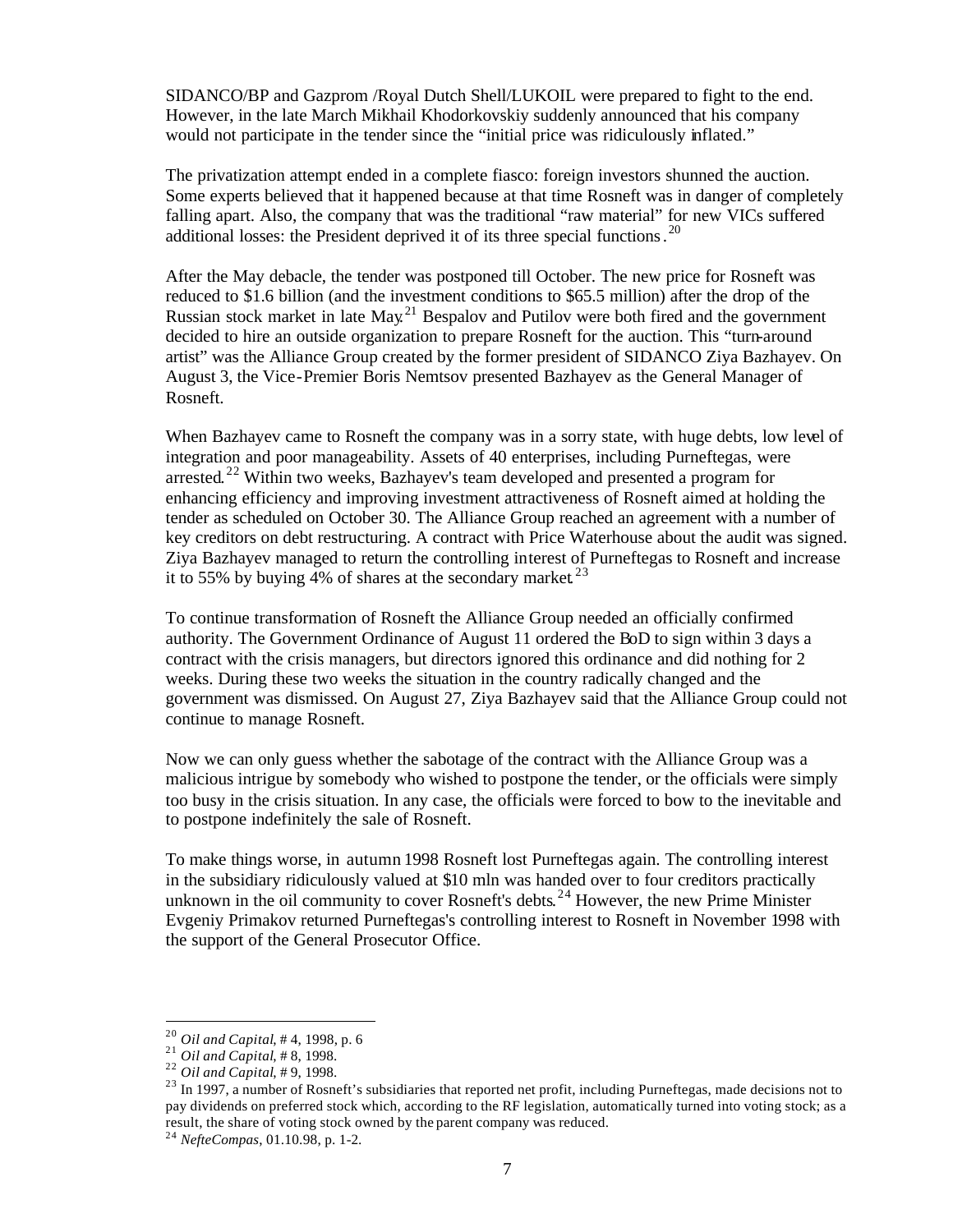SIDANCO/BP and Gazprom /Royal Dutch Shell/LUKOIL were prepared to fight to the end. However, in the late March Mikhail Khodorkovskiy suddenly announced that his company would not participate in the tender since the "initial price was ridiculously inflated."

The privatization attempt ended in a complete fiasco: foreign investors shunned the auction. Some experts believed that it happened because at that time Rosneft was in danger of completely falling apart. Also, the company that was the traditional "raw material" for new VICs suffered additional losses: the President deprived it of its three special functions.[20]

After the May debacle, the tender was postponed till October. The new price for Rosneft was reduced to $1.6 billion (and the investment conditions to $65.5 million) after the drop of the Russian stock market in late May.[21] Bespalov and Putilov were both fired and the government decided to hire an outside organization to prepare Rosneft for the auction. This "turn-around artist" was the Alliance Group created by the former president of SIDANCO Ziya Bazhayev. On August 3, the Vice-Premier Boris Nemtsov presented Bazhayev as the General Manager of Rosneft.

When Bazhayev came to Rosneft the company was in a sorry state, with huge debts, low level of integration and poor manageability. Assets of 40 enterprises, including Purneftegas, were arrested.[22] Within two weeks, Bazhayev's team developed and presented a program for enhancing efficiency and improving investment attractiveness of Rosneft aimed at holding the tender as scheduled on October 30. The Alliance Group reached an agreement with a number of key creditors on debt restructuring. A contract with Price Waterhouse about the audit was signed. Ziya Bazhayev managed to return the controlling interest of Purneftegas to Rosneft and increase it to 55% by buying 4% of shares at the secondary market.[23]

To continue transformation of Rosneft the Alliance Group needed an officially confirmed authority. The Government Ordinance of August 11 ordered the BoD to sign within 3 days a contract with the crisis managers, but directors ignored this ordinance and did nothing for 2 weeks. During these two weeks the situation in the country radically changed and the government was dismissed. On August 27, Ziya Bazhayev said that the Alliance Group could not continue to manage Rosneft.

Now we can only guess whether the sabotage of the contract with the Alliance Group was a malicious intrigue by somebody who wished to postpone the tender, or the officials were simply too busy in the crisis situation. In any case, the officials were forced to bow to the inevitable and to postpone indefinitely the sale of Rosneft.

To make things worse, in autumn 1998 Rosneft lost Purneftegas again. The controlling interest in the subsidiary ridiculously valued at $10 mln was handed over to four creditors practically unknown in the oil community to cover Rosneft's debts.[24] However, the new Prime Minister Evgeniy Primakov returned Purneftegas's controlling interest to Rosneft in November 1998 with the support of the General Prosecutor Office.

---

[20] *Oil and Capital*, # 4, 1998, p. 6

[21] *Oil and Capital*, # 8, 1998.

[22] *Oil and Capital*, # 9, 1998.

[23] In 1997, a number of Rosneft's subsidiaries that reported net profit, including Purneftegas, made decisions not to pay dividends on preferred stock which, according to the RF legislation, automatically turned into voting stock; as a result, the share of voting stock owned by the parent company was reduced.

[24] *NefteCompas*, 01.10.98, p. 1-2.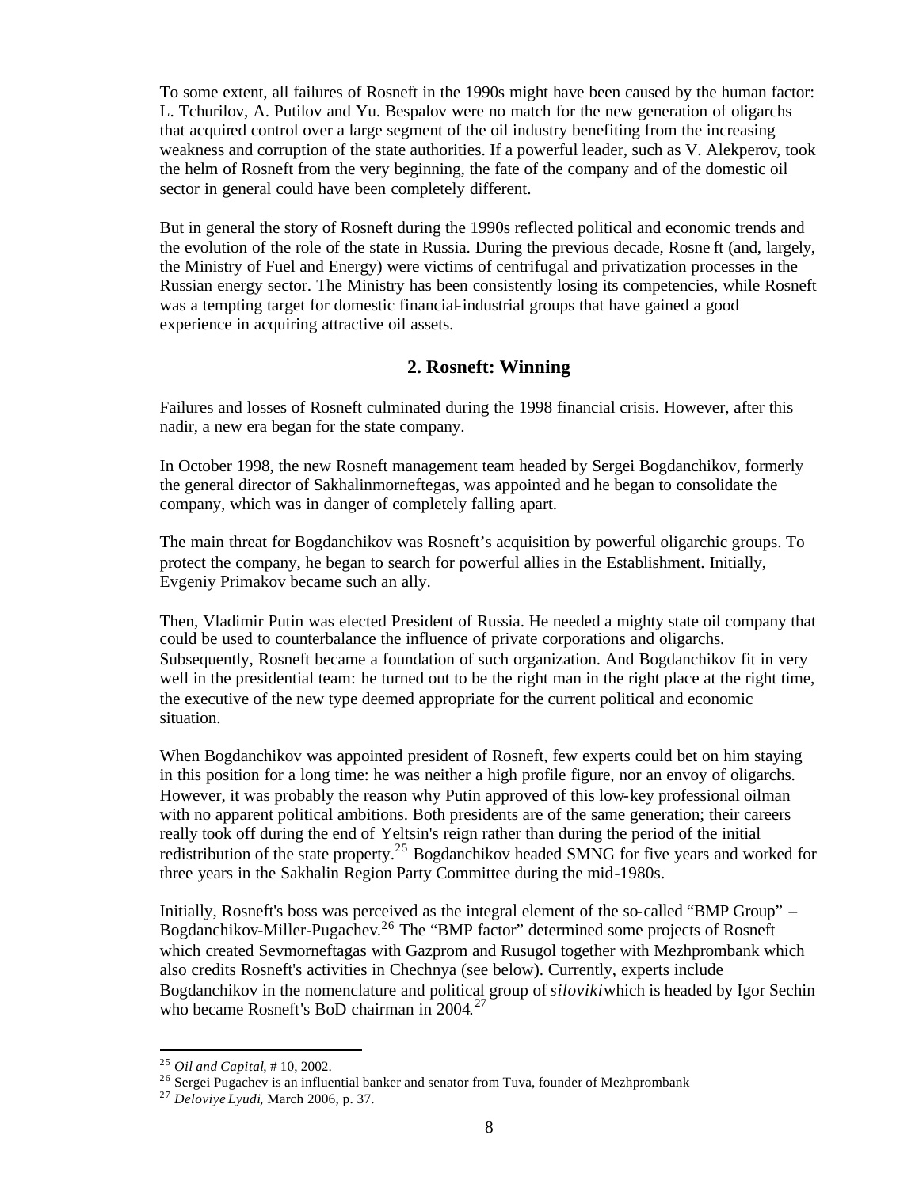To some extent, all failures of Rosneft in the 1990s might have been caused by the human factor: L. Tchurilov, A. Putilov and Yu. Bespalov were no match for the new generation of oligarchs that acquired control over a large segment of the oil industry benefiting from the increasing weakness and corruption of the state authorities. If a powerful leader, such as V. Alekperov, took the helm of Rosneft from the very beginning, the fate of the company and of the domestic oil sector in general could have been completely different.

But in general the story of Rosneft during the 1990s reflected political and economic trends and the evolution of the role of the state in Russia. During the previous decade, Rosneft (and, largely, the Ministry of Fuel and Energy) were victims of centrifugal and privatization processes in the Russian energy sector. The Ministry has been consistently losing its competencies, while Rosneft was a tempting target for domestic financial-industrial groups that have gained a good experience in acquiring attractive oil assets.

## 2. Rosneft: Winning

Failures and losses of Rosneft culminated during the 1998 financial crisis. However, after this nadir, a new era began for the state company.

In October 1998, the new Rosneft management team headed by Sergei Bogdanchikov, formerly the general director of Sakhalinmorneftegas, was appointed and he began to consolidate the company, which was in danger of completely falling apart.

The main threat for Bogdanchikov was Rosneft's acquisition by powerful oligarchic groups. To protect the company, he began to search for powerful allies in the Establishment. Initially, Evgeniy Primakov became such an ally.

Then, Vladimir Putin was elected President of Russia. He needed a mighty state oil company that could be used to counterbalance the influence of private corporations and oligarchs. Subsequently, Rosneft became a foundation of such organization. And Bogdanchikov fit in very well in the presidential team: he turned out to be the right man in the right place at the right time, the executive of the new type deemed appropriate for the current political and economic situation.

When Bogdanchikov was appointed president of Rosneft, few experts could bet on him staying in this position for a long time: he was neither a high profile figure, nor an envoy of oligarchs. However, it was probably the reason why Putin approved of this low-key professional oilman with no apparent political ambitions. Both presidents are of the same generation; their careers really took off during the end of Yeltsin's reign rather than during the period of the initial redistribution of the state property.[25] Bogdanchikov headed SMNG for five years and worked for three years in the Sakhalin Region Party Committee during the mid-1980s.

Initially, Rosneft's boss was perceived as the integral element of the so-called "BMP Group" – Bogdanchikov-Miller-Pugachev.[26] The "BMP factor" determined some projects of Rosneft which created Sevmorneftagas with Gazprom and Rusugol together with Mezhprombank which also credits Rosneft's activities in Chechnya (see below). Currently, experts include Bogdanchikov in the nomenclature and political group of *siloviki* which is headed by Igor Sechin who became Rosneft's BoD chairman in 2004.[27]

---

[25] *Oil and Capital*, # 10, 2002.

[26] Sergei Pugachev is an influential banker and senator from Tuva, founder of Mezhprombank

[27] *Deloviye Lyudi*, March 2006, p. 37.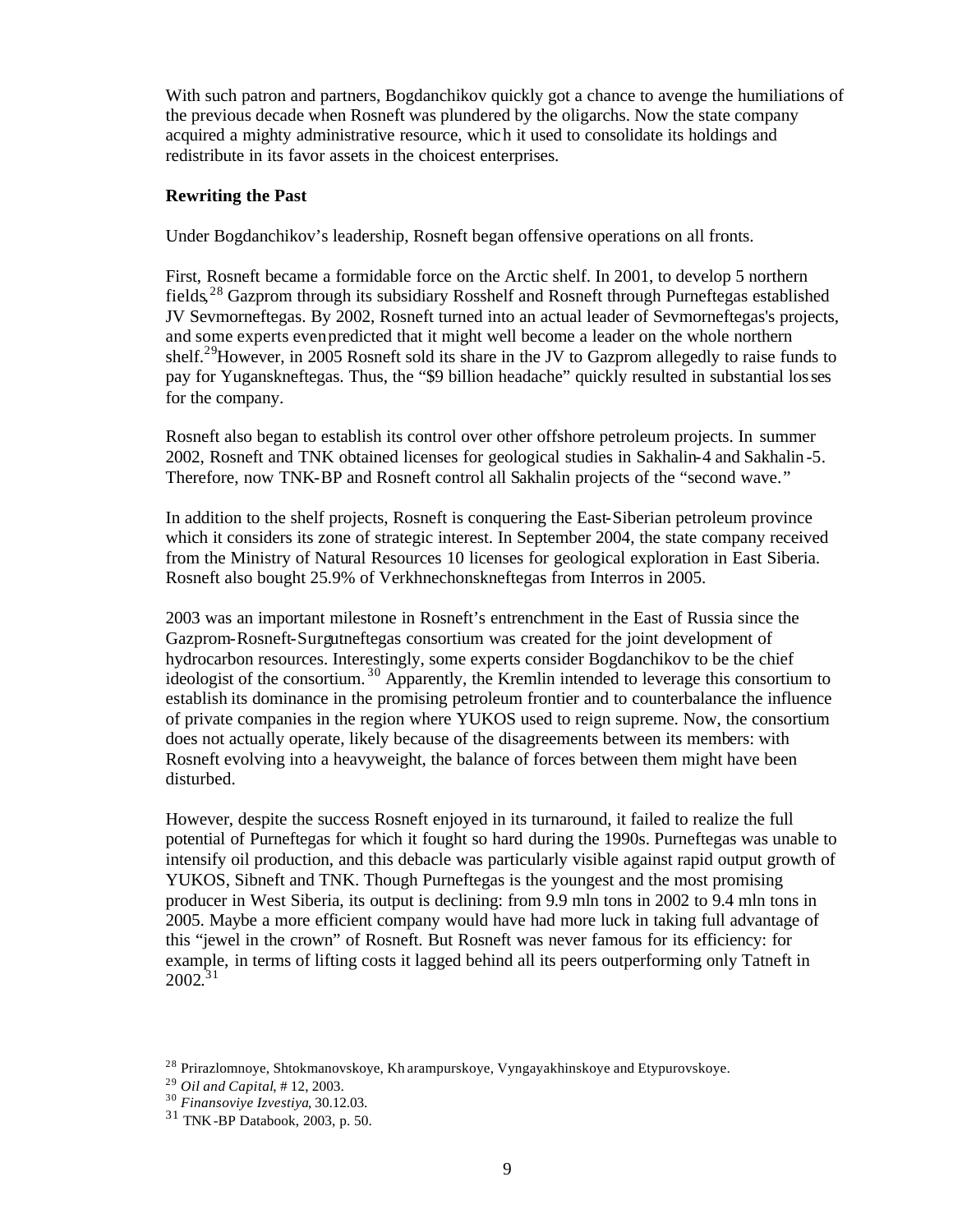With such patron and partners, Bogdanchikov quickly got a chance to avenge the humiliations of the previous decade when Rosneft was plundered by the oligarchs. Now the state company acquired a mighty administrative resource, which it used to consolidate its holdings and redistribute in its favor assets in the choicest enterprises.

**Rewriting the Past**

Under Bogdanchikov's leadership, Rosneft began offensive operations on all fronts.

First, Rosneft became a formidable force on the Arctic shelf. In 2001, to develop 5 northern fields,[28] Gazprom through its subsidiary Rosshelf and Rosneft through Purneftegas established JV Sevmorneftegas. By 2002, Rosneft turned into an actual leader of Sevmorneftegas's projects, and some experts even predicted that it might well become a leader on the whole northern shelf.[29] However, in 2005 Rosneft sold its share in the JV to Gazprom allegedly to raise funds to pay for Yuganskneftegas. Thus, the "$9 billion headache" quickly resulted in substantial losses for the company.

Rosneft also began to establish its control over other offshore petroleum projects. In summer 2002, Rosneft and TNK obtained licenses for geological studies in Sakhalin-4 and Sakhalin-5. Therefore, now TNK-BP and Rosneft control all Sakhalin projects of the "second wave."

In addition to the shelf projects, Rosneft is conquering the East-Siberian petroleum province which it considers its zone of strategic interest. In September 2004, the state company received from the Ministry of Natural Resources 10 licenses for geological exploration in East Siberia. Rosneft also bought 25.9% of Verkhnechonskneftegas from Interros in 2005.

2003 was an important milestone in Rosneft's entrenchment in the East of Russia since the Gazprom-Rosneft-Surgutneftegas consortium was created for the joint development of hydrocarbon resources. Interestingly, some experts consider Bogdanchikov to be the chief ideologist of the consortium.[30] Apparently, the Kremlin intended to leverage this consortium to establish its dominance in the promising petroleum frontier and to counterbalance the influence of private companies in the region where YUKOS used to reign supreme. Now, the consortium does not actually operate, likely because of the disagreements between its members: with Rosneft evolving into a heavyweight, the balance of forces between them might have been disturbed.

However, despite the success Rosneft enjoyed in its turnaround, it failed to realize the full potential of Purneftegas for which it fought so hard during the 1990s. Purneftegas was unable to intensify oil production, and this debacle was particularly visible against rapid output growth of YUKOS, Sibneft and TNK. Though Purneftegas is the youngest and the most promising producer in West Siberia, its output is declining: from 9.9 mln tons in 2002 to 9.4 mln tons in 2005. Maybe a more efficient company would have had more luck in taking full advantage of this "jewel in the crown" of Rosneft. But Rosneft was never famous for its efficiency: for example, in terms of lifting costs it lagged behind all its peers outperforming only Tatneft in 2002.[31]

---

[28] Prirazlomnoye, Shtokmanovskoye, Kharampurskoye, Vyngayakhinskoye and Etypurovskoye.

[29] *Oil and Capital*, # 12, 2003.

[30] *Finansoviye Izvestiya*, 30.12.03.

[31] TNK-BP Databook, 2003, p. 50.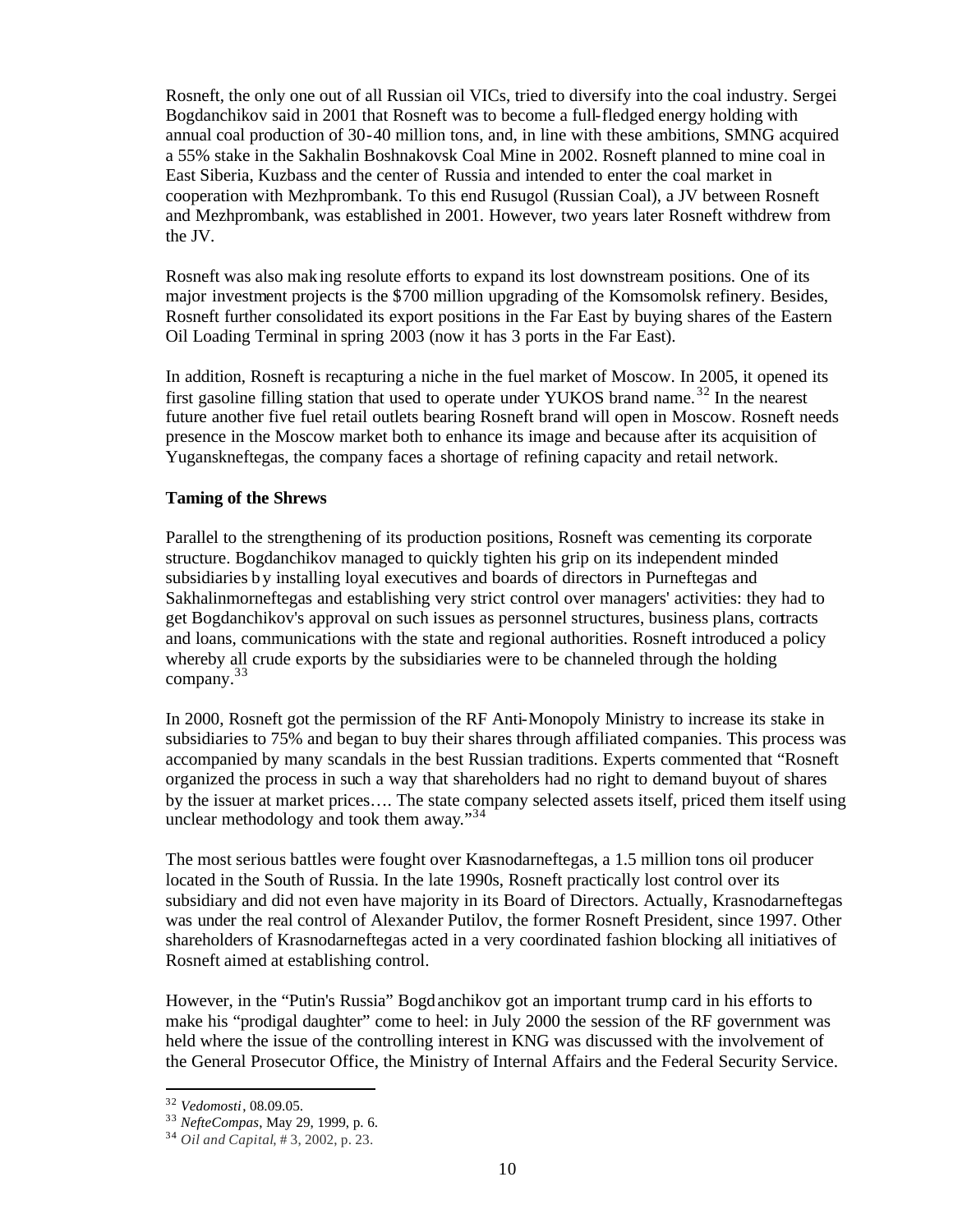Rosneft, the only one out of all Russian oil VICs, tried to diversify into the coal industry. Sergei Bogdanchikov said in 2001 that Rosneft was to become a full-fledged energy holding with annual coal production of 30-40 million tons, and, in line with these ambitions, SMNG acquired a 55% stake in the Sakhalin Boshnakovsk Coal Mine in 2002. Rosneft planned to mine coal in East Siberia, Kuzbass and the center of Russia and intended to enter the coal market in cooperation with Mezhprombank. To this end Rusugol (Russian Coal), a JV between Rosneft and Mezhprombank, was established in 2001. However, two years later Rosneft withdrew from the JV.

Rosneft was also making resolute efforts to expand its lost downstream positions. One of its major investment projects is the $700 million upgrading of the Komsomolsk refinery. Besides, Rosneft further consolidated its export positions in the Far East by buying shares of the Eastern Oil Loading Terminal in spring 2003 (now it has 3 ports in the Far East).

In addition, Rosneft is recapturing a niche in the fuel market of Moscow. In 2005, it opened its first gasoline filling station that used to operate under YUKOS brand name.[32] In the nearest future another five fuel retail outlets bearing Rosneft brand will open in Moscow. Rosneft needs presence in the Moscow market both to enhance its image and because after its acquisition of Yuganskneftegas, the company faces a shortage of refining capacity and retail network.

**Taming of the Shrews**

Parallel to the strengthening of its production positions, Rosneft was cementing its corporate structure. Bogdanchikov managed to quickly tighten his grip on its independent minded subsidiaries by installing loyal executives and boards of directors in Purneftegas and Sakhalinmorneftegas and establishing very strict control over managers' activities: they had to get Bogdanchikov's approval on such issues as personnel structures, business plans, contracts and loans, communications with the state and regional authorities. Rosneft introduced a policy whereby all crude exports by the subsidiaries were to be channeled through the holding company.[33]

In 2000, Rosneft got the permission of the RF Anti-Monopoly Ministry to increase its stake in subsidiaries to 75% and began to buy their shares through affiliated companies. This process was accompanied by many scandals in the best Russian traditions. Experts commented that "Rosneft organized the process in such a way that shareholders had no right to demand buyout of shares by the issuer at market prices…. The state company selected assets itself, priced them itself using unclear methodology and took them away."[34]

The most serious battles were fought over Krasnodarneftegas, a 1.5 million tons oil producer located in the South of Russia. In the late 1990s, Rosneft practically lost control over its subsidiary and did not even have majority in its Board of Directors. Actually, Krasnodarneftegas was under the real control of Alexander Putilov, the former Rosneft President, since 1997. Other shareholders of Krasnodarneftegas acted in a very coordinated fashion blocking all initiatives of Rosneft aimed at establishing control.

However, in the "Putin's Russia" Bogdanchikov got an important trump card in his efforts to make his "prodigal daughter" come to heel: in July 2000 the session of the RF government was held where the issue of the controlling interest in KNG was discussed with the involvement of the General Prosecutor Office, the Ministry of Internal Affairs and the Federal Security Service.

---

[32] *Vedomosti*, 08.09.05.

[33] *NefteCompas*, May 29, 1999, p. 6.

[34] *Oil and Capital*, # 3, 2002, p. 23.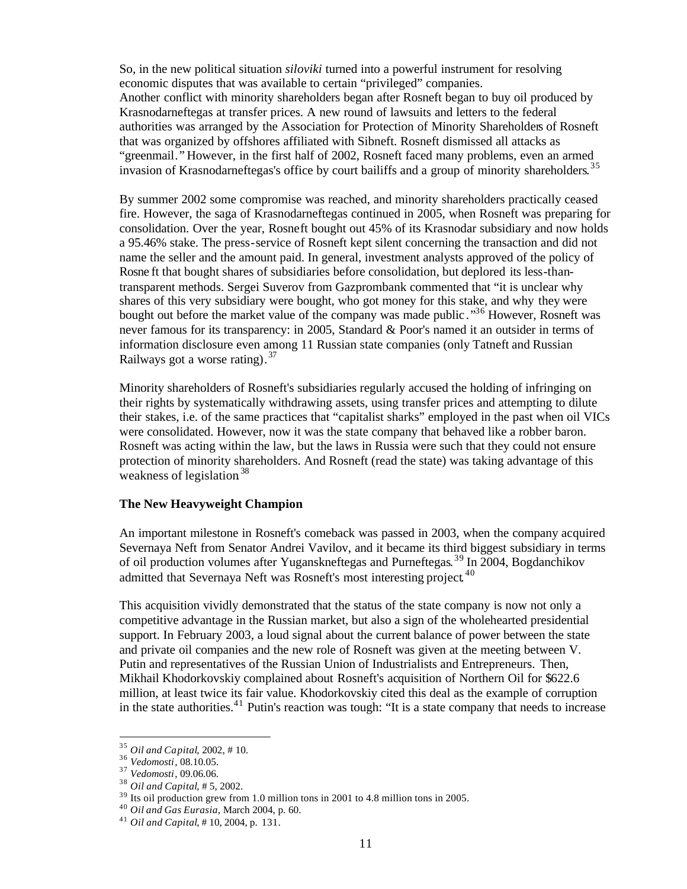So, in the new political situation *siloviki* turned into a powerful instrument for resolving economic disputes that was available to certain "privileged" companies.
Another conflict with minority shareholders began after Rosneft began to buy oil produced by Krasnodarneftegas at transfer prices. A new round of lawsuits and letters to the federal authorities was arranged by the Association for Protection of Minority Shareholders of Rosneft that was organized by offshores affiliated with Sibneft. Rosneft dismissed all attacks as "greenmail." However, in the first half of 2002, Rosneft faced many problems, even an armed invasion of Krasnodarneftegas's office by court bailiffs and a group of minority shareholders.[35]

By summer 2002 some compromise was reached, and minority shareholders practically ceased fire. However, the saga of Krasnodarneftegas continued in 2005, when Rosneft was preparing for consolidation. Over the year, Rosneft bought out 45% of its Krasnodar subsidiary and now holds a 95.46% stake. The press-service of Rosneft kept silent concerning the transaction and did not name the seller and the amount paid. In general, investment analysts approved of the policy of Rosneft that bought shares of subsidiaries before consolidation, but deplored its less-than-transparent methods. Sergei Suverov from Gazprombank commented that "it is unclear why shares of this very subsidiary were bought, who got money for this stake, and why they were bought out before the market value of the company was made public."[36] However, Rosneft was never famous for its transparency: in 2005, Standard & Poor's named it an outsider in terms of information disclosure even among 11 Russian state companies (only Tatneft and Russian Railways got a worse rating).[37]

Minority shareholders of Rosneft's subsidiaries regularly accused the holding of infringing on their rights by systematically withdrawing assets, using transfer prices and attempting to dilute their stakes, i.e. of the same practices that "capitalist sharks" employed in the past when oil VICs were consolidated. However, now it was the state company that behaved like a robber baron. Rosneft was acting within the law, but the laws in Russia were such that they could not ensure protection of minority shareholders. And Rosneft (read the state) was taking advantage of this weakness of legislation[38]

**The New Heavyweight Champion**

An important milestone in Rosneft's comeback was passed in 2003, when the company acquired Severnaya Neft from Senator Andrei Vavilov, and it became its third biggest subsidiary in terms of oil production volumes after Yuganskneftegas and Purneftegas.[39] In 2004, Bogdanchikov admitted that Severnaya Neft was Rosneft's most interesting project.[40]

This acquisition vividly demonstrated that the status of the state company is now not only a competitive advantage in the Russian market, but also a sign of the wholehearted presidential support. In February 2003, a loud signal about the current balance of power between the state and private oil companies and the new role of Rosneft was given at the meeting between V. Putin and representatives of the Russian Union of Industrialists and Entrepreneurs. Then, Mikhail Khodorkovskiy complained about Rosneft's acquisition of Northern Oil for $622.6 million, at least twice its fair value. Khodorkovskiy cited this deal as the example of corruption in the state authorities.[41] Putin's reaction was tough: "It is a state company that needs to increase

---

[35] *Oil and Capital*, 2002, # 10.
[36] *Vedomosti*, 08.10.05.
[37] *Vedomosti*, 09.06.06.
[38] *Oil and Capital*, # 5, 2002.
[39] Its oil production grew from 1.0 million tons in 2001 to 4.8 million tons in 2005.
[40] *Oil and Gas Eurasia*, March 2004, p. 60.
[41] *Oil and Capital*, # 10, 2004, p. 131.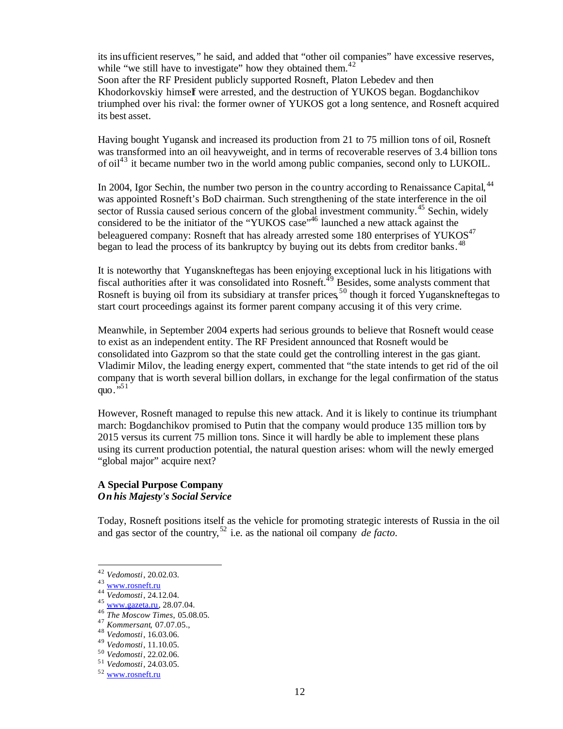its insufficient reserves," he said, and added that "other oil companies" have excessive reserves, while "we still have to investigate" how they obtained them.[42]
Soon after the RF President publicly supported Rosneft, Platon Lebedev and then Khodorkovskiy himself were arrested, and the destruction of YUKOS began. Bogdanchikov triumphed over his rival: the former owner of YUKOS got a long sentence, and Rosneft acquired its best asset.

Having bought Yugansk and increased its production from 21 to 75 million tons of oil, Rosneft was transformed into an oil heavyweight, and in terms of recoverable reserves of 3.4 billion tons of oil[43] it became number two in the world among public companies, second only to LUKOIL.

In 2004, Igor Sechin, the number two person in the country according to Renaissance Capital,[44] was appointed Rosneft's BoD chairman. Such strengthening of the state interference in the oil sector of Russia caused serious concern of the global investment community.[45] Sechin, widely considered to be the initiator of the "YUKOS case"[46] launched a new attack against the beleaguered company: Rosneft that has already arrested some 180 enterprises of YUKOS[47] began to lead the process of its bankruptcy by buying out its debts from creditor banks.[48]

It is noteworthy that Yuganskneftegas has been enjoying exceptional luck in his litigations with fiscal authorities after it was consolidated into Rosneft.[49] Besides, some analysts comment that Rosneft is buying oil from its subsidiary at transfer prices,[50] though it forced Yuganskneftegas to start court proceedings against its former parent company accusing it of this very crime.

Meanwhile, in September 2004 experts had serious grounds to believe that Rosneft would cease to exist as an independent entity. The RF President announced that Rosneft would be consolidated into Gazprom so that the state could get the controlling interest in the gas giant. Vladimir Milov, the leading energy expert, commented that "the state intends to get rid of the oil company that is worth several billion dollars, in exchange for the legal confirmation of the status quo."[51]

However, Rosneft managed to repulse this new attack. And it is likely to continue its triumphant march: Bogdanchikov promised to Putin that the company would produce 135 million tons by 2015 versus its current 75 million tons. Since it will hardly be able to implement these plans using its current production potential, the natural question arises: whom will the newly emerged "global major" acquire next?

**A Special Purpose Company**
***On his Majesty's Social Service***

Today, Rosneft positions itself as the vehicle for promoting strategic interests of Russia in the oil and gas sector of the country,[52] i.e. as the national oil company *de facto*.

---

[42] *Vedomosti*, 20.02.03.
[43] www.rosneft.ru
[44] *Vedomosti*, 24.12.04.
[45] www.gazeta.ru, 28.07.04.
[46] *The Moscow Times*, 05.08.05.
[47] *Kommersant*, 07.07.05.,
[48] *Vedomosti*, 16.03.06.
[49] *Vedomosti*, 11.10.05.
[50] *Vedomosti*, 22.02.06.
[51] *Vedomosti*, 24.03.05.
[52] www.rosneft.ru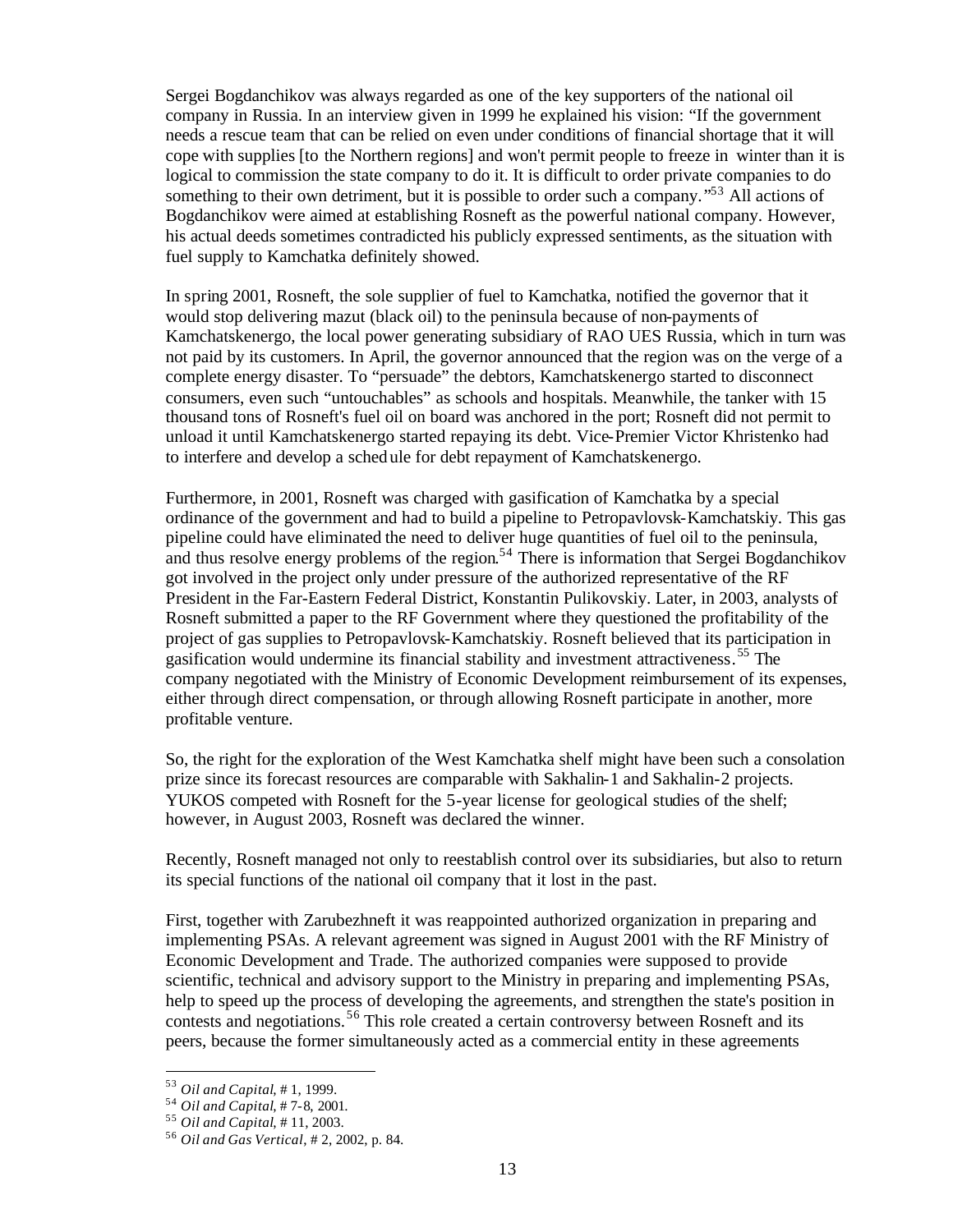Sergei Bogdanchikov was always regarded as one of the key supporters of the national oil company in Russia. In an interview given in 1999 he explained his vision: "If the government needs a rescue team that can be relied on even under conditions of financial shortage that it will cope with supplies [to the Northern regions] and won't permit people to freeze in winter than it is logical to commission the state company to do it. It is difficult to order private companies to do something to their own detriment, but it is possible to order such a company."[53] All actions of Bogdanchikov were aimed at establishing Rosneft as the powerful national company. However, his actual deeds sometimes contradicted his publicly expressed sentiments, as the situation with fuel supply to Kamchatka definitely showed.

In spring 2001, Rosneft, the sole supplier of fuel to Kamchatka, notified the governor that it would stop delivering mazut (black oil) to the peninsula because of non-payments of Kamchatskenergo, the local power generating subsidiary of RAO UES Russia, which in turn was not paid by its customers. In April, the governor announced that the region was on the verge of a complete energy disaster. To "persuade" the debtors, Kamchatskenergo started to disconnect consumers, even such "untouchables" as schools and hospitals. Meanwhile, the tanker with 15 thousand tons of Rosneft's fuel oil on board was anchored in the port; Rosneft did not permit to unload it until Kamchatskenergo started repaying its debt. Vice-Premier Victor Khristenko had to interfere and develop a schedule for debt repayment of Kamchatskenergo.

Furthermore, in 2001, Rosneft was charged with gasification of Kamchatka by a special ordinance of the government and had to build a pipeline to Petropavlovsk-Kamchatskiy. This gas pipeline could have eliminated the need to deliver huge quantities of fuel oil to the peninsula, and thus resolve energy problems of the region.[54] There is information that Sergei Bogdanchikov got involved in the project only under pressure of the authorized representative of the RF President in the Far-Eastern Federal District, Konstantin Pulikovskiy. Later, in 2003, analysts of Rosneft submitted a paper to the RF Government where they questioned the profitability of the project of gas supplies to Petropavlovsk-Kamchatskiy. Rosneft believed that its participation in gasification would undermine its financial stability and investment attractiveness.[55] The company negotiated with the Ministry of Economic Development reimbursement of its expenses, either through direct compensation, or through allowing Rosneft participate in another, more profitable venture.

So, the right for the exploration of the West Kamchatka shelf might have been such a consolation prize since its forecast resources are comparable with Sakhalin-1 and Sakhalin-2 projects. YUKOS competed with Rosneft for the 5-year license for geological studies of the shelf; however, in August 2003, Rosneft was declared the winner.

Recently, Rosneft managed not only to reestablish control over its subsidiaries, but also to return its special functions of the national oil company that it lost in the past.

First, together with Zarubezhneft it was reappointed authorized organization in preparing and implementing PSAs. A relevant agreement was signed in August 2001 with the RF Ministry of Economic Development and Trade. The authorized companies were supposed to provide scientific, technical and advisory support to the Ministry in preparing and implementing PSAs, help to speed up the process of developing the agreements, and strengthen the state's position in contests and negotiations.[56] This role created a certain controversy between Rosneft and its peers, because the former simultaneously acted as a commercial entity in these agreements

---

[53] *Oil and Capital*, # 1, 1999.

[54] *Oil and Capital*, # 7-8, 2001.

[55] *Oil and Capital*, # 11, 2003.

[56] *Oil and Gas Vertical*, # 2, 2002, p. 84.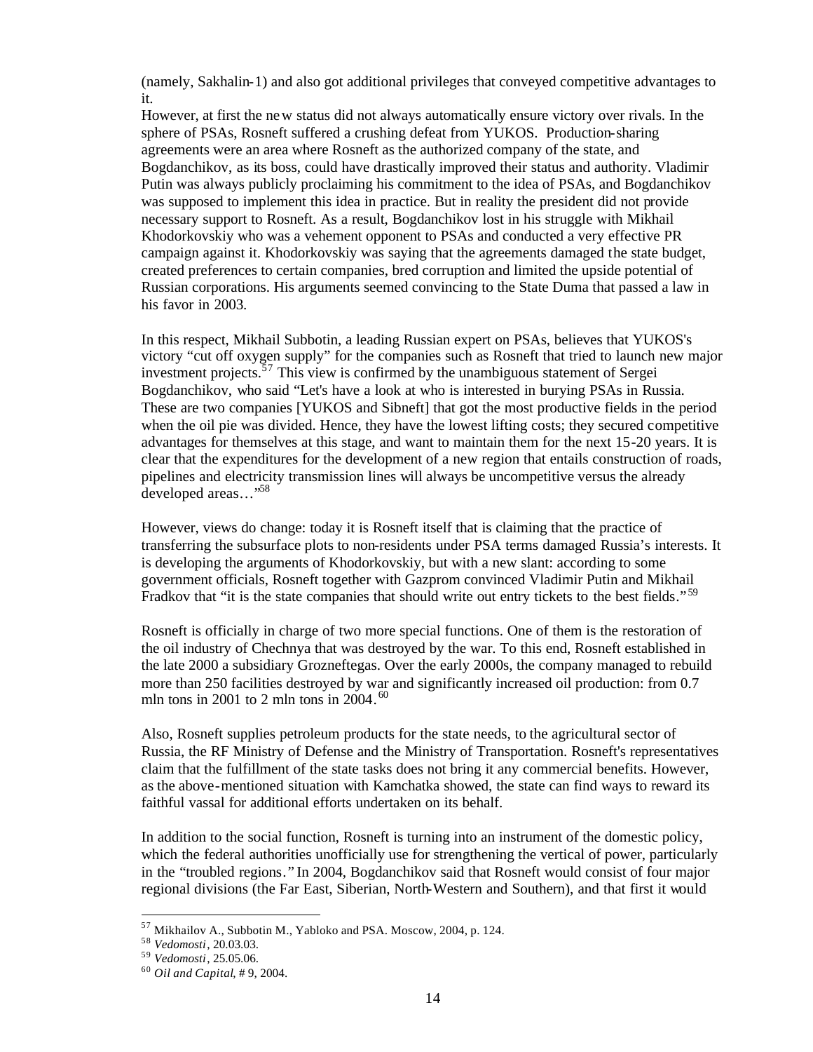(namely, Sakhalin-1) and also got additional privileges that conveyed competitive advantages to it.
However, at first the new status did not always automatically ensure victory over rivals. In the sphere of PSAs, Rosneft suffered a crushing defeat from YUKOS. Production-sharing agreements were an area where Rosneft as the authorized company of the state, and Bogdanchikov, as its boss, could have drastically improved their status and authority. Vladimir Putin was always publicly proclaiming his commitment to the idea of PSAs, and Bogdanchikov was supposed to implement this idea in practice. But in reality the president did not provide necessary support to Rosneft. As a result, Bogdanchikov lost in his struggle with Mikhail Khodorkovskiy who was a vehement opponent to PSAs and conducted a very effective PR campaign against it. Khodorkovskiy was saying that the agreements damaged the state budget, created preferences to certain companies, bred corruption and limited the upside potential of Russian corporations. His arguments seemed convincing to the State Duma that passed a law in his favor in 2003.

In this respect, Mikhail Subbotin, a leading Russian expert on PSAs, believes that YUKOS's victory "cut off oxygen supply" for the companies such as Rosneft that tried to launch new major investment projects.[57] This view is confirmed by the unambiguous statement of Sergei Bogdanchikov, who said "Let's have a look at who is interested in burying PSAs in Russia. These are two companies [YUKOS and Sibneft] that got the most productive fields in the period when the oil pie was divided. Hence, they have the lowest lifting costs; they secured competitive advantages for themselves at this stage, and want to maintain them for the next 15-20 years. It is clear that the expenditures for the development of a new region that entails construction of roads, pipelines and electricity transmission lines will always be uncompetitive versus the already developed areas…"[58]

However, views do change: today it is Rosneft itself that is claiming that the practice of transferring the subsurface plots to non-residents under PSA terms damaged Russia's interests. It is developing the arguments of Khodorkovskiy, but with a new slant: according to some government officials, Rosneft together with Gazprom convinced Vladimir Putin and Mikhail Fradkov that "it is the state companies that should write out entry tickets to the best fields."[59]

Rosneft is officially in charge of two more special functions. One of them is the restoration of the oil industry of Chechnya that was destroyed by the war. To this end, Rosneft established in the late 2000 a subsidiary Grozneftegas. Over the early 2000s, the company managed to rebuild more than 250 facilities destroyed by war and significantly increased oil production: from 0.7 mln tons in 2001 to 2 mln tons in 2004.[60]

Also, Rosneft supplies petroleum products for the state needs, to the agricultural sector of Russia, the RF Ministry of Defense and the Ministry of Transportation. Rosneft's representatives claim that the fulfillment of the state tasks does not bring it any commercial benefits. However, as the above-mentioned situation with Kamchatka showed, the state can find ways to reward its faithful vassal for additional efforts undertaken on its behalf.

In addition to the social function, Rosneft is turning into an instrument of the domestic policy, which the federal authorities unofficially use for strengthening the vertical of power, particularly in the "troubled regions." In 2004, Bogdanchikov said that Rosneft would consist of four major regional divisions (the Far East, Siberian, North-Western and Southern), and that first it would

---

[57] Mikhailov A., Subbotin M., Yabloko and PSA. Moscow, 2004, p. 124.
[58] *Vedomosti*, 20.03.03.
[59] *Vedomosti*, 25.05.06.
[60] *Oil and Capital*, # 9, 2004.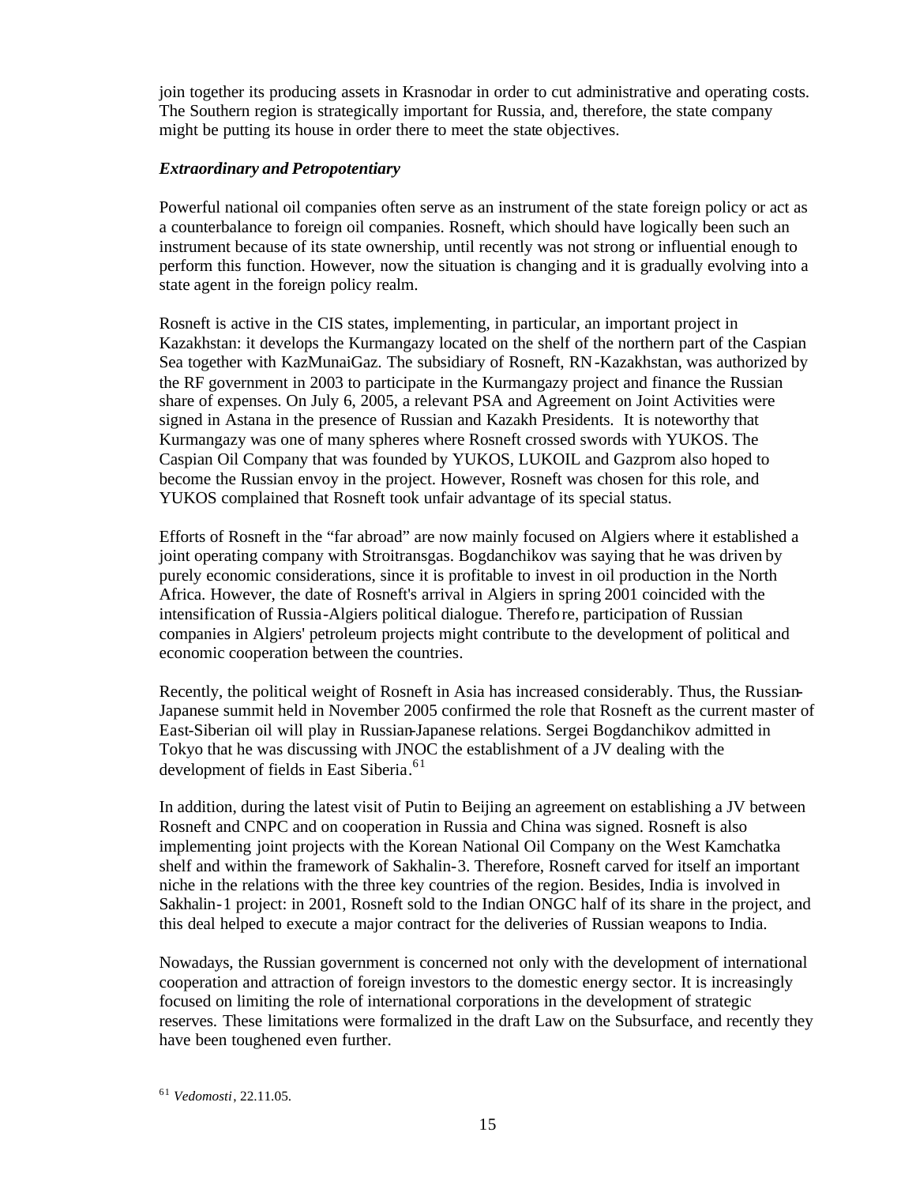join together its producing assets in Krasnodar in order to cut administrative and operating costs. The Southern region is strategically important for Russia, and, therefore, the state company might be putting its house in order there to meet the state objectives.

***Extraordinary and Petropotentiary***

Powerful national oil companies often serve as an instrument of the state foreign policy or act as a counterbalance to foreign oil companies. Rosneft, which should have logically been such an instrument because of its state ownership, until recently was not strong or influential enough to perform this function. However, now the situation is changing and it is gradually evolving into a state agent in the foreign policy realm.

Rosneft is active in the CIS states, implementing, in particular, an important project in Kazakhstan: it develops the Kurmangazy located on the shelf of the northern part of the Caspian Sea together with KazMunaiGaz. The subsidiary of Rosneft, RN-Kazakhstan, was authorized by the RF government in 2003 to participate in the Kurmangazy project and finance the Russian share of expenses. On July 6, 2005, a relevant PSA and Agreement on Joint Activities were signed in Astana in the presence of Russian and Kazakh Presidents. It is noteworthy that Kurmangazy was one of many spheres where Rosneft crossed swords with YUKOS. The Caspian Oil Company that was founded by YUKOS, LUKOIL and Gazprom also hoped to become the Russian envoy in the project. However, Rosneft was chosen for this role, and YUKOS complained that Rosneft took unfair advantage of its special status.

Efforts of Rosneft in the "far abroad" are now mainly focused on Algiers where it established a joint operating company with Stroitransgas. Bogdanchikov was saying that he was driven by purely economic considerations, since it is profitable to invest in oil production in the North Africa. However, the date of Rosneft's arrival in Algiers in spring 2001 coincided with the intensification of Russia-Algiers political dialogue. Therefore, participation of Russian companies in Algiers' petroleum projects might contribute to the development of political and economic cooperation between the countries.

Recently, the political weight of Rosneft in Asia has increased considerably. Thus, the Russian-Japanese summit held in November 2005 confirmed the role that Rosneft as the current master of East-Siberian oil will play in Russian-Japanese relations. Sergei Bogdanchikov admitted in Tokyo that he was discussing with JNOC the establishment of a JV dealing with the development of fields in East Siberia.[61]

In addition, during the latest visit of Putin to Beijing an agreement on establishing a JV between Rosneft and CNPC and on cooperation in Russia and China was signed. Rosneft is also implementing joint projects with the Korean National Oil Company on the West Kamchatka shelf and within the framework of Sakhalin-3. Therefore, Rosneft carved for itself an important niche in the relations with the three key countries of the region. Besides, India is involved in Sakhalin-1 project: in 2001, Rosneft sold to the Indian ONGC half of its share in the project, and this deal helped to execute a major contract for the deliveries of Russian weapons to India.

Nowadays, the Russian government is concerned not only with the development of international cooperation and attraction of foreign investors to the domestic energy sector. It is increasingly focused on limiting the role of international corporations in the development of strategic reserves. These limitations were formalized in the draft Law on the Subsurface, and recently they have been toughened even further.

[61] *Vedomosti*, 22.11.05.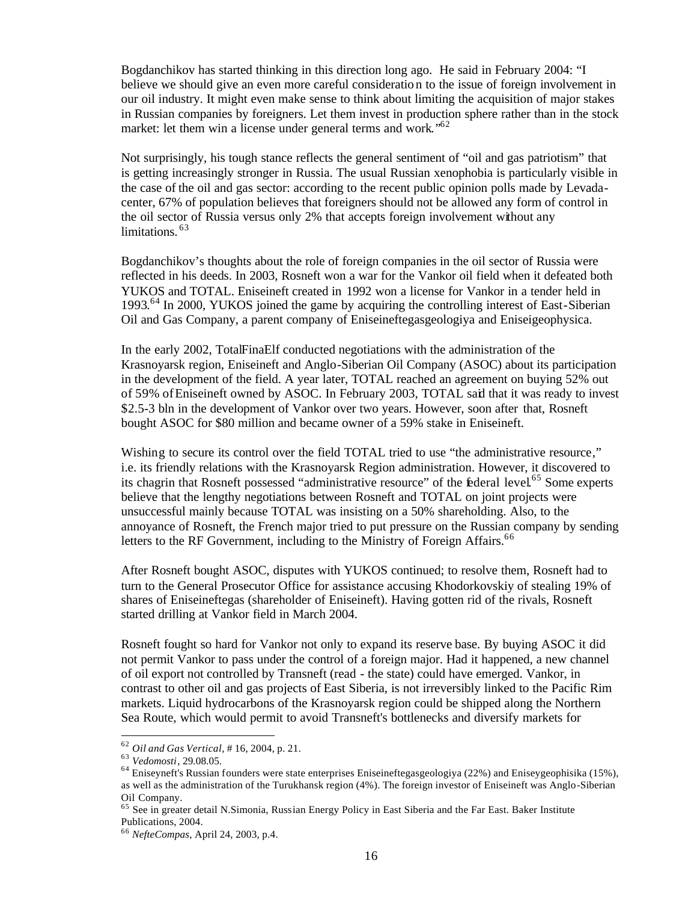Bogdanchikov has started thinking in this direction long ago. He said in February 2004: "I believe we should give an even more careful consideration to the issue of foreign involvement in our oil industry. It might even make sense to think about limiting the acquisition of major stakes in Russian companies by foreigners. Let them invest in production sphere rather than in the stock market: let them win a license under general terms and work."[62]

Not surprisingly, his tough stance reflects the general sentiment of "oil and gas patriotism" that is getting increasingly stronger in Russia. The usual Russian xenophobia is particularly visible in the case of the oil and gas sector: according to the recent public opinion polls made by Levada-center, 67% of population believes that foreigners should not be allowed any form of control in the oil sector of Russia versus only 2% that accepts foreign involvement without any limitations.[63]

Bogdanchikov's thoughts about the role of foreign companies in the oil sector of Russia were reflected in his deeds. In 2003, Rosneft won a war for the Vankor oil field when it defeated both YUKOS and TOTAL. Eniseineft created in 1992 won a license for Vankor in a tender held in 1993.[64] In 2000, YUKOS joined the game by acquiring the controlling interest of East-Siberian Oil and Gas Company, a parent company of Eniseineftegasgeologiya and Eniseigeophysica.

In the early 2002, TotalFinaElf conducted negotiations with the administration of the Krasnoyarsk region, Eniseineft and Anglo-Siberian Oil Company (ASOC) about its participation in the development of the field. A year later, TOTAL reached an agreement on buying 52% out of 59% of Eniseineft owned by ASOC. In February 2003, TOTAL said that it was ready to invest \$2.5-3 bln in the development of Vankor over two years. However, soon after that, Rosneft bought ASOC for \$80 million and became owner of a 59% stake in Eniseineft.

Wishing to secure its control over the field TOTAL tried to use "the administrative resource," i.e. its friendly relations with the Krasnoyarsk Region administration. However, it discovered to its chagrin that Rosneft possessed "administrative resource" of the federal level.[65] Some experts believe that the lengthy negotiations between Rosneft and TOTAL on joint projects were unsuccessful mainly because TOTAL was insisting on a 50% shareholding. Also, to the annoyance of Rosneft, the French major tried to put pressure on the Russian company by sending letters to the RF Government, including to the Ministry of Foreign Affairs.[66]

After Rosneft bought ASOC, disputes with YUKOS continued; to resolve them, Rosneft had to turn to the General Prosecutor Office for assistance accusing Khodorkovskiy of stealing 19% of shares of Eniseineftegas (shareholder of Eniseineft). Having gotten rid of the rivals, Rosneft started drilling at Vankor field in March 2004.

Rosneft fought so hard for Vankor not only to expand its reserve base. By buying ASOC it did not permit Vankor to pass under the control of a foreign major. Had it happened, a new channel of oil export not controlled by Transneft (read - the state) could have emerged. Vankor, in contrast to other oil and gas projects of East Siberia, is not irreversibly linked to the Pacific Rim markets. Liquid hydrocarbons of the Krasnoyarsk region could be shipped along the Northern Sea Route, which would permit to avoid Transneft's bottlenecks and diversify markets for

---

[62] *Oil and Gas Vertical*, # 16, 2004, p. 21.

[63] *Vedomosti*, 29.08.05.

[64] Eniseyneft's Russian founders were state enterprises Eniseineftegasgeologiya (22%) and Eniseygeophisika (15%), as well as the administration of the Turukhansk region (4%). The foreign investor of Eniseineft was Anglo-Siberian Oil Company.

[65] See in greater detail N.Simonia, Russian Energy Policy in East Siberia and the Far East. Baker Institute Publications, 2004.

[66] *NefteCompas*, April 24, 2003, p.4.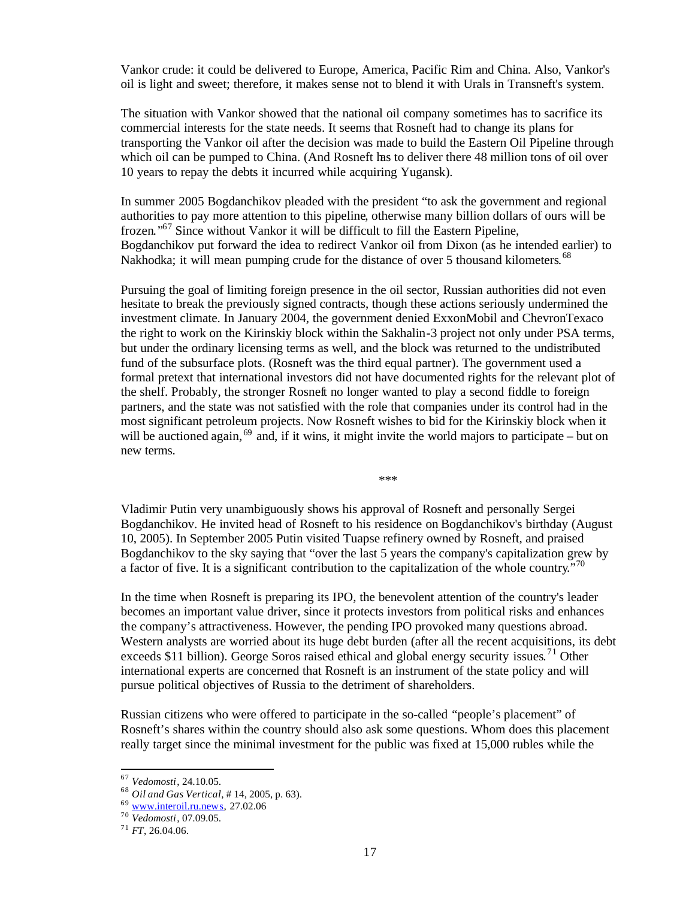Vankor crude: it could be delivered to Europe, America, Pacific Rim and China. Also, Vankor's oil is light and sweet; therefore, it makes sense not to blend it with Urals in Transneft's system.

The situation with Vankor showed that the national oil company sometimes has to sacrifice its commercial interests for the state needs. It seems that Rosneft had to change its plans for transporting the Vankor oil after the decision was made to build the Eastern Oil Pipeline through which oil can be pumped to China. (And Rosneft has to deliver there 48 million tons of oil over 10 years to repay the debts it incurred while acquiring Yugansk).

In summer 2005 Bogdanchikov pleaded with the president "to ask the government and regional authorities to pay more attention to this pipeline, otherwise many billion dollars of ours will be frozen."[67] Since without Vankor it will be difficult to fill the Eastern Pipeline, Bogdanchikov put forward the idea to redirect Vankor oil from Dixon (as he intended earlier) to Nakhodka; it will mean pumping crude for the distance of over 5 thousand kilometers.[68]

Pursuing the goal of limiting foreign presence in the oil sector, Russian authorities did not even hesitate to break the previously signed contracts, though these actions seriously undermined the investment climate. In January 2004, the government denied ExxonMobil and ChevronTexaco the right to work on the Kirinskiy block within the Sakhalin-3 project not only under PSA terms, but under the ordinary licensing terms as well, and the block was returned to the undistributed fund of the subsurface plots. (Rosneft was the third equal partner). The government used a formal pretext that international investors did not have documented rights for the relevant plot of the shelf. Probably, the stronger Rosneft no longer wanted to play a second fiddle to foreign partners, and the state was not satisfied with the role that companies under its control had in the most significant petroleum projects. Now Rosneft wishes to bid for the Kirinskiy block when it will be auctioned again,[69] and, if it wins, it might invite the world majors to participate – but on new terms.

***

Vladimir Putin very unambiguously shows his approval of Rosneft and personally Sergei Bogdanchikov. He invited head of Rosneft to his residence on Bogdanchikov's birthday (August 10, 2005). In September 2005 Putin visited Tuapse refinery owned by Rosneft, and praised Bogdanchikov to the sky saying that "over the last 5 years the company's capitalization grew by a factor of five. It is a significant contribution to the capitalization of the whole country."[70]

In the time when Rosneft is preparing its IPO, the benevolent attention of the country's leader becomes an important value driver, since it protects investors from political risks and enhances the company's attractiveness. However, the pending IPO provoked many questions abroad. Western analysts are worried about its huge debt burden (after all the recent acquisitions, its debt exceeds $11 billion). George Soros raised ethical and global energy security issues.[71] Other international experts are concerned that Rosneft is an instrument of the state policy and will pursue political objectives of Russia to the detriment of shareholders.

Russian citizens who were offered to participate in the so-called "people's placement" of Rosneft's shares within the country should also ask some questions. Whom does this placement really target since the minimal investment for the public was fixed at 15,000 rubles while the

---

[67] *Vedomosti*, 24.10.05.

[68] *Oil and Gas Vertical*, # 14, 2005, p. 63).

[69] www.interoil.ru.news, 27.02.06

[70] *Vedomosti*, 07.09.05.

[71] *FT*, 26.04.06.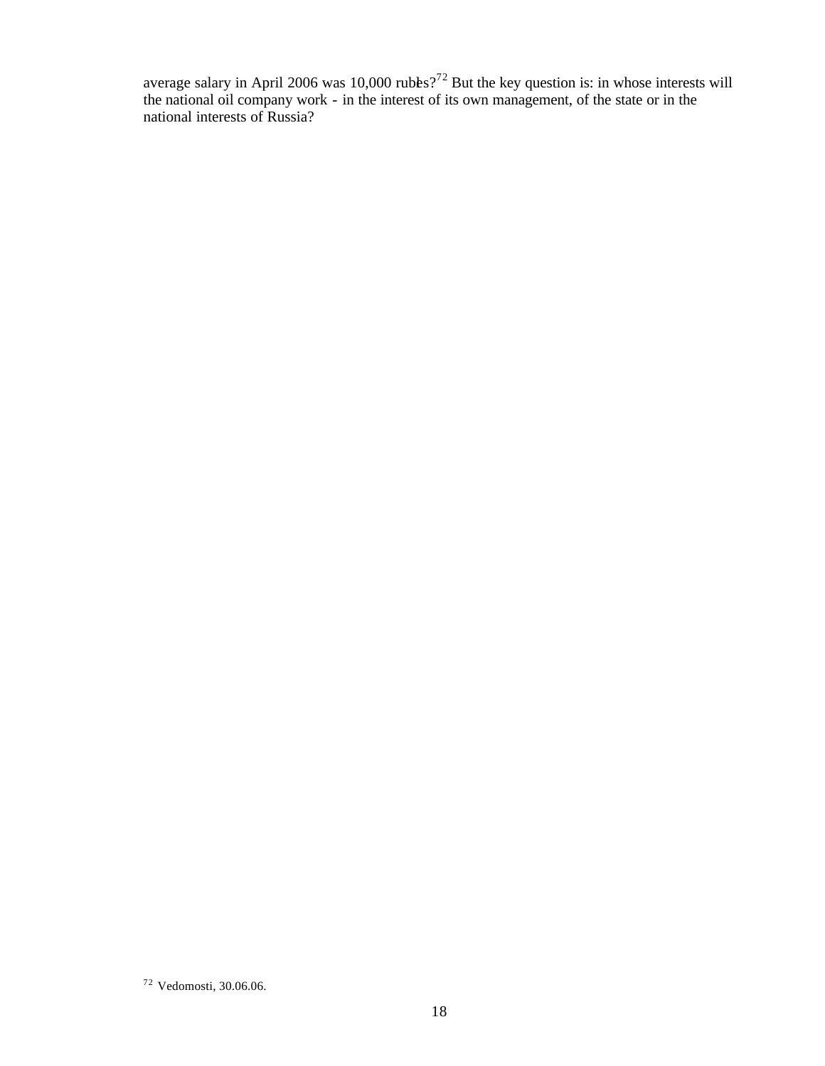average salary in April 2006 was 10,000 rubles?[72] But the key question is: in whose interests will the national oil company work - in the interest of its own management, of the state or in the national interests of Russia?

[72] Vedomosti, 30.06.06.